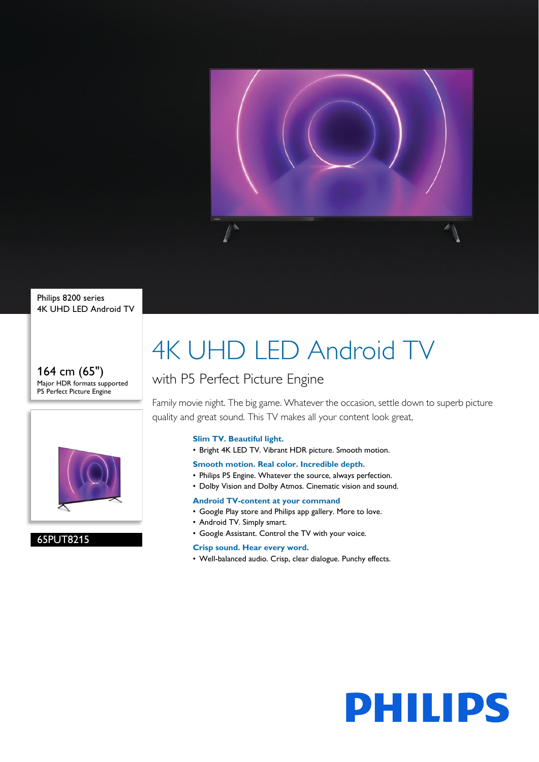Philips 8200 series
4K UHD LED Android TV

164 cm (65")
Major HDR formats supported
P5 Perfect Picture Engine

65PUT8215

# 4K UHD LED Android TV

## with P5 Perfect Picture Engine

Family movie night. The big game. Whatever the occasion, settle down to superb picture quality and great sound. This TV makes all your content look great,

### Slim TV. Beautiful light.
- Bright 4K LED TV. Vibrant HDR picture. Smooth motion.

### Smooth motion. Real color. Incredible depth.
- Philips P5 Engine. Whatever the source, always perfection.
- Dolby Vision and Dolby Atmos. Cinematic vision and sound.

### Android TV-content at your command
- Google Play store and Philips app gallery. More to love.
- Android TV. Simply smart.
- Google Assistant. Control the TV with your voice.

### Crisp sound. Hear every word.
- Well-balanced audio. Crisp, clear dialogue. Punchy effects.

PHILIPS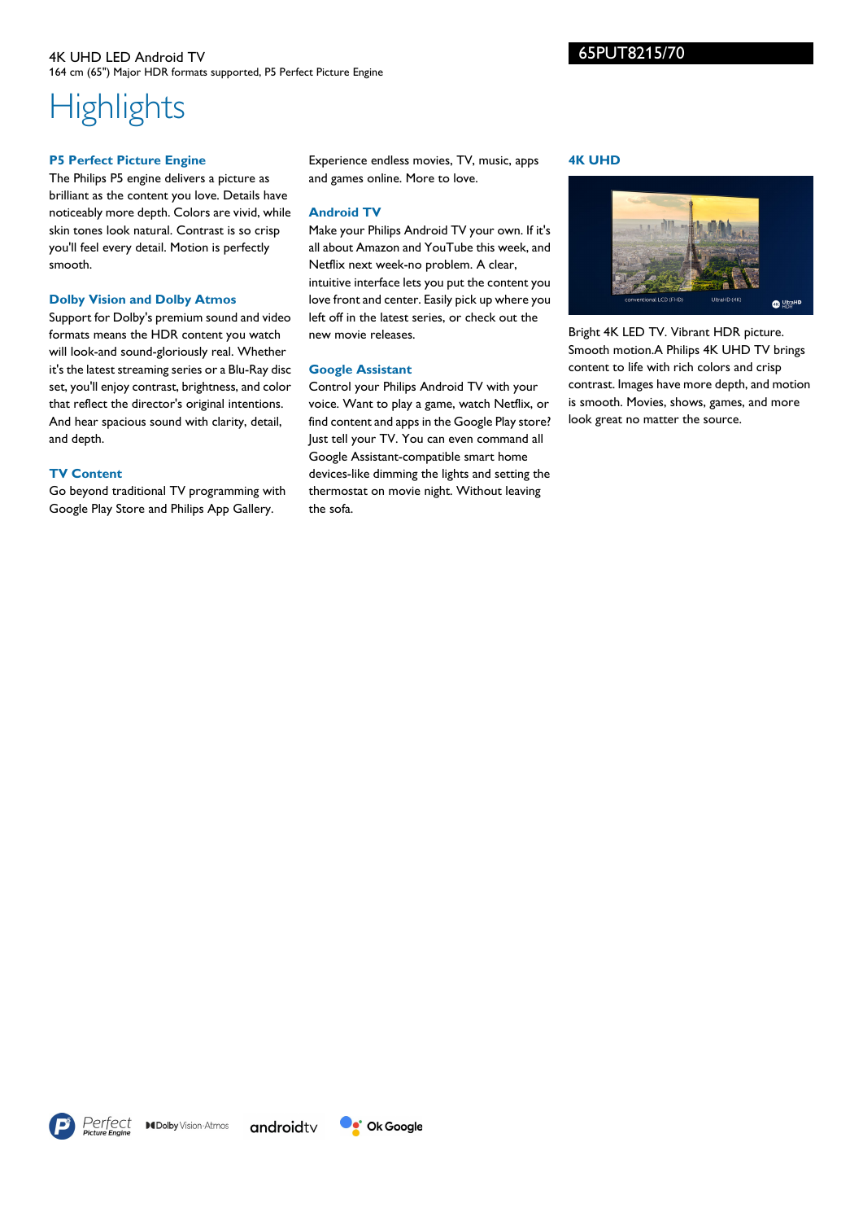4K UHD LED Android TV

164 cm (65") Major HDR formats supported, P5 Perfect Picture Engine

65PUT8215/70

# Highlights

### P5 Perfect Picture Engine

The Philips P5 engine delivers a picture as brilliant as the content you love. Details have noticeably more depth. Colors are vivid, while skin tones look natural. Contrast is so crisp you'll feel every detail. Motion is perfectly smooth.

### Dolby Vision and Dolby Atmos

Support for Dolby's premium sound and video formats means the HDR content you watch will look-and sound-gloriously real. Whether it's the latest streaming series or a Blu-Ray disc set, you'll enjoy contrast, brightness, and color that reflect the director's original intentions. And hear spacious sound with clarity, detail, and depth.

### TV Content

Go beyond traditional TV programming with Google Play Store and Philips App Gallery. Experience endless movies, TV, music, apps and games online. More to love.

### Android TV

Make your Philips Android TV your own. If it's all about Amazon and YouTube this week, and Netflix next week-no problem. A clear, intuitive interface lets you put the content you love front and center. Easily pick up where you left off in the latest series, or check out the new movie releases.

### Google Assistant

Control your Philips Android TV with your voice. Want to play a game, watch Netflix, or find content and apps in the Google Play store? Just tell your TV. You can even command all Google Assistant-compatible smart home devices-like dimming the lights and setting the thermostat on movie night. Without leaving the sofa.

### 4K UHD

Bright 4K LED TV. Vibrant HDR picture. Smooth motion.A Philips 4K UHD TV brings content to life with rich colors and crisp contrast. Images have more depth, and motion is smooth. Movies, shows, games, and more look great no matter the source.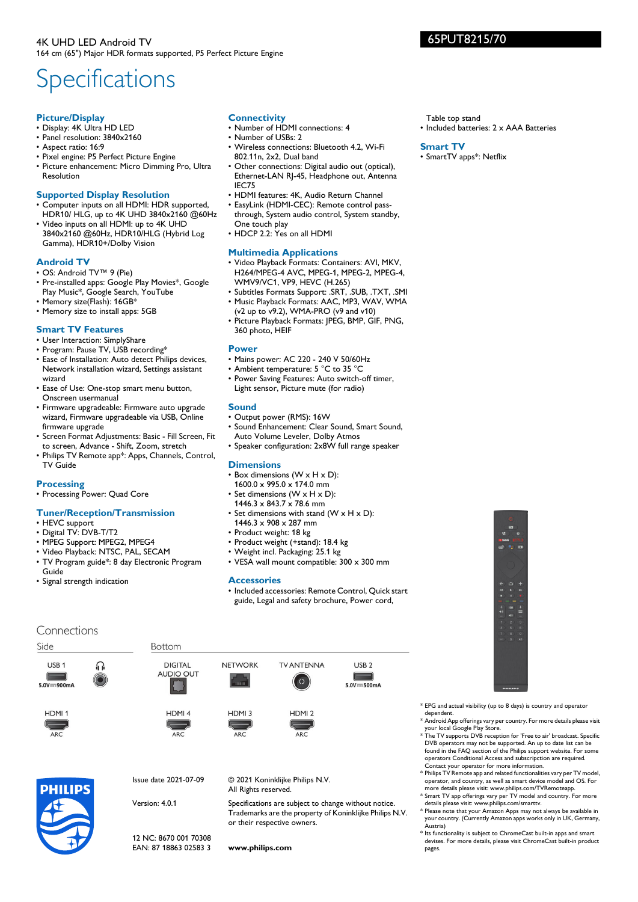4K UHD LED Android TV

164 cm (65") Major HDR formats supported, P5 Perfect Picture Engine

65PUT8215/70

# Specifications

## Picture/Display

- Display: 4K Ultra HD LED
- Panel resolution: 3840x2160
- Aspect ratio: 16:9
- Pixel engine: P5 Perfect Picture Engine
- Picture enhancement: Micro Dimming Pro, Ultra Resolution

## Supported Display Resolution

- Computer inputs on all HDMI: HDR supported, HDR10/ HLG, up to 4K UHD 3840x2160 @60Hz
- Video inputs on all HDMI: up to 4K UHD 3840x2160 @60Hz, HDR10/HLG (Hybrid Log Gamma), HDR10+/Dolby Vision

## Android TV

- OS: Android TV™ 9 (Pie)
- Pre-installed apps: Google Play Movies*, Google Play Music*, Google Search, YouTube
- Memory size(Flash): 16GB*
- Memory size to install apps: 5GB

## Smart TV Features

- User Interaction: SimplyShare
- Program: Pause TV, USB recording*
- Ease of Installation: Auto detect Philips devices, Network installation wizard, Settings assistant wizard
- Ease of Use: One-stop smart menu button, Onscreen usermanual
- Firmware upgradeable: Firmware auto upgrade wizard, Firmware upgradeable via USB, Online firmware upgrade
- Screen Format Adjustments: Basic - Fill Screen, Fit to screen, Advance - Shift, Zoom, stretch
- Philips TV Remote app*: Apps, Channels, Control, TV Guide

## Processing

- Processing Power: Quad Core

## Tuner/Reception/Transmission

- HEVC support
- Digital TV: DVB-T/T2
- MPEG Support: MPEG2, MPEG4
- Video Playback: NTSC, PAL, SECAM
- TV Program guide*: 8 day Electronic Program Guide
- Signal strength indication

## Connectivity

- Number of HDMI connections: 4
- Number of USBs: 2
- Wireless connections: Bluetooth 4.2, Wi-Fi 802.11n, 2x2, Dual band
- Other connections: Digital audio out (optical), Ethernet-LAN RJ-45, Headphone out, Antenna IEC75
- HDMI features: 4K, Audio Return Channel
- EasyLink (HDMI-CEC): Remote control pass-through, System audio control, System standby, One touch play
- HDCP 2.2: Yes on all HDMI

## Multimedia Applications

- Video Playback Formats: Containers: AVI, MKV, H264/MPEG-4 AVC, MPEG-1, MPEG-2, MPEG-4, WMV9/VC1, VP9, HEVC (H.265)
- Subtitles Formats Support: .SRT, .SUB, .TXT, .SMI
- Music Playback Formats: AAC, MP3, WAV, WMA (v2 up to v9.2), WMA-PRO (v9 and v10)
- Picture Playback Formats: JPEG, BMP, GIF, PNG, 360 photo, HEIF

## Power

- Mains power: AC 220 - 240 V 50/60Hz
- Ambient temperature: 5 °C to 35 °C
- Power Saving Features: Auto switch-off timer, Light sensor, Picture mute (for radio)

## Sound

- Output power (RMS): 16W
- Sound Enhancement: Clear Sound, Smart Sound, Auto Volume Leveler, Dolby Atmos
- Speaker configuration: 2x8W full range speaker

## Dimensions

- Box dimensions (W x H x D): 1600.0 x 995.0 x 174.0 mm
- Set dimensions (W x H x D): 1446.3 x 843.7 x 78.6 mm
- Set dimensions with stand (W x H x D): 1446.3 x 908 x 287 mm
- Product weight: 18 kg
- Product weight (+stand): 18.4 kg
- Weight incl. Packaging: 25.1 kg
- VESA wall mount compatible: 300 x 300 mm

## Accessories

- Included accessories: Remote Control, Quick start guide, Legal and safety brochure, Power cord, Table top stand
- Included batteries: 2 x AAA Batteries

## Smart TV

- SmartTV apps*: Netflix

## Connections

Side

USB 1 5.0V⎓900mA

HDMI 1 ARC

Bottom

DIGITAL AUDIO OUT

NETWORK

TV ANTENNA

USB 2 5.0V⎓500mA

HDMI 4 ARC

HDMI 3 ARC

HDMI 2 ARC

Issue date 2021-07-09

Version: 4.0.1

12 NC: 8670 001 70308
EAN: 87 18863 02583 3

© 2021 Koninklijke Philips N.V.
All Rights reserved.

Specifications are subject to change without notice. Trademarks are the property of Koninklijke Philips N.V. or their respective owners.

www.philips.com

* EPG and actual visibility (up to 8 days) is country and operator dependent.
* Android App offerings vary per country. For more details please visit your local Google Play Store.
* The TV supports DVB reception for 'Free to air' broadcast. Specific DVB operators may not be supported. An up to date list can be found in the FAQ section of the Philips support website. For some operators Conditional Access and subscripction are required. Contact your operator for more information.
* Philips TV Remote app and related functionalities vary per TV model, operator, and country, as well as smart device model and OS. For more details please visit: www.philips.com/TVRemoteapp.
* Smart TV app offerings vary per TV model and country. For more details please visit: www.philips.com/smarttv.
* Please note that your Amazon Apps may not always be available in your country. (Currently Amazon apps works only in UK, Germany, Austria)
* Its functionality is subject to ChromeCast built-in apps and smart devises. For more details, please visit ChromeCast built-in product pages.